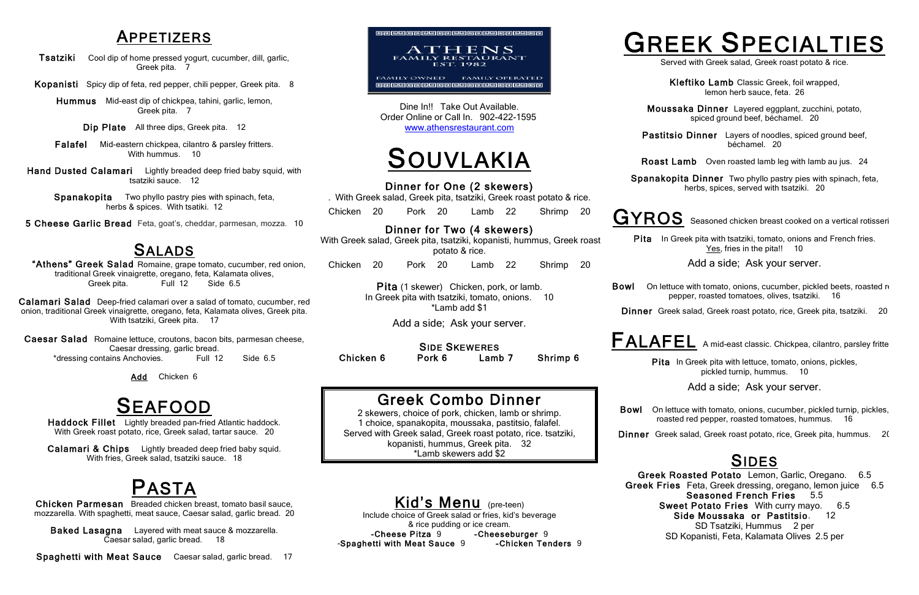# Appetizers

**Tsatziki** Cool dip of home pressed yogurt, cucumber, dill, garlic, Greek pita. 7

**Kopanisti** Spicy dip of feta, red pepper, chili pepper, Greek pita. 8

**Hummus** Mid-east dip of chickpea, tahini, garlic, lemon, Greek pita. 7

**Dip Plate** All three dips, Greek pita. 12

**Falafel** Mid-eastern chickpea, cilantro & parsley fritters. With hummus. 10

**Hand Dusted Calamari** Lightly breaded deep fried baby squid, with tsatziki sauce. 12

**Spanakopita** Two phyllo pastry pies with spinach, feta, herbs & spices. With tsatiki. 12

**5 Cheese Garlic Bread** Feta, goat's, cheddar, parmesan, mozza. 10

# Salads

**"Athens" Greek Salad** Romaine, grape tomato, cucumber, red onion, traditional Greek vinaigrette, oregano, feta, Kalamata olives, Greek pita. Full 12 Side 6.5

**Calamari Salad** Deep-fried calamari over a salad of tomato, cucumber, red onion, traditional Greek vinaigrette, oregano, feta, Kalamata olives, Greek pita. With tsatziki, Greek pita. 17

**Caesar Salad** Romaine lettuce, croutons, bacon bits, parmesan cheese, Caesar dressing, garlic bread. *dressing contains Anchovies. Full 12 Side 6.5

**Add** Chicken 6

# Seafood

**Haddock Fillet** Lightly breaded pan-fried Atlantic haddock. With Greek roast potato, rice, Greek salad, tartar sauce. 20

**Calamari & Chips** Lightly breaded deep fried baby squid. With fries, Greek salad, tsatziki sauce. 18

# Pasta

**Chicken Parmesan** Breaded chicken breast, tomato basil sauce, mozzarella. With spaghetti, meat sauce, Caesar salad, garlic bread. 20

**Baked Lasagna** Layered with meat sauce & mozzarella. Caesar salad, garlic bread. 18

**Spaghetti with Meat Sauce** Caesar salad, garlic bread. 17

ATHENS
FAMILY RESTAURANT
EST. 1982
FAMILY OWNED FAMILY OPERATED

Dine In!! Take Out Available.
Order Online or Call In. 902-422-1595
www.athensrestaurant.com

# Souvlakia

## Dinner for One (2 skewers)

. With Greek salad, Greek pita, tsatziki, Greek roast potato & rice.

Chicken 20 Pork 20 Lamb 22 Shrimp 20

## Dinner for Two (4 skewers)

With Greek salad, Greek pita, tsatziki, kopanisti, hummus, Greek roast potato & rice.

Chicken 20 Pork 20 Lamb 22 Shrimp 20

**Pita** (1 skewer) Chicken, pork, or lamb. In Greek pita with tsatziki, tomato, onions. 10
*Lamb add $1

Add a side; Ask your server.

### Side Skeweres

**Chicken 6** **Pork 6** **Lamb 7** **Shrimp 6**

## Greek Combo Dinner

2 skewers, choice of pork, chicken, lamb or shrimp.
1 choice, spanakopita, moussaka, pastitsio, falafel.
Served with Greek salad, Greek roast potato, rice. tsatziki, kopanisti, hummus, Greek pita. 32
*Lamb skewers add $2

## Kid's Menu (pre-teen)

Include choice of Greek salad or fries, kid's beverage & rice pudding or ice cream.

**-Cheese Pitza** 9 **-Cheeseburger** 9
**-Spaghetti with Meat Sauce** 9 **-Chicken Tenders** 9

# Greek Specialties

Served with Greek salad, Greek roast potato & rice.

**Kleftiko Lamb** Classic Greek, foil wrapped, lemon herb sauce, feta. 26

**Moussaka Dinner** Layered eggplant, zucchini, potato, spiced ground beef, béchamel. 20

**Pastitsio Dinner** Layers of noodles, spiced ground beef, béchamel. 20

**Roast Lamb** Oven roasted lamb leg with lamb au jus. 24

**Spanakopita Dinner** Two phyllo pastry pies with spinach, feta, herbs, spices, served with tsatziki. 20

# Gyros

Seasoned chicken breast cooked on a vertical rotisseri

**Pita** In Greek pita with tsatziki, tomato, onions and French fries. Yes, fries in the pita!! 10

Add a side; Ask your server.

**Bowl** On lettuce with tomato, onions, cucumber, pickled beets, roasted r pepper, roasted tomatoes, olives, tsatziki. 16

**Dinner** Greek salad, Greek roast potato, rice, Greek pita, tsatziki. 20

# Falafel

A mid-east classic. Chickpea, cilantro, parsley fritte

**Pita** In Greek pita with lettuce, tomato, onions, pickles, pickled turnip, hummus. 10

Add a side; Ask your server.

**Bowl** On lettuce with tomato, onions, cucumber, pickled turnip, pickles, roasted red pepper, roasted tomatoes, hummus. 16

**Dinner** Greek salad, Greek roast potato, rice, Greek pita, hummus. 2(

# Sides

**Greek Roasted Potato** Lemon, Garlic, Oregano. 6.5
**Greek Fries** Feta, Greek dressing, oregano, lemon juice 6.5
**Seasoned French Fries** 5.5
**Sweet Potato Fries** With curry mayo. 6.5
**Side Moussaka or Pastitsio**. 12
SD Tsatziki, Hummus 2 per
SD Kopanisti, Feta, Kalamata Olives 2.5 per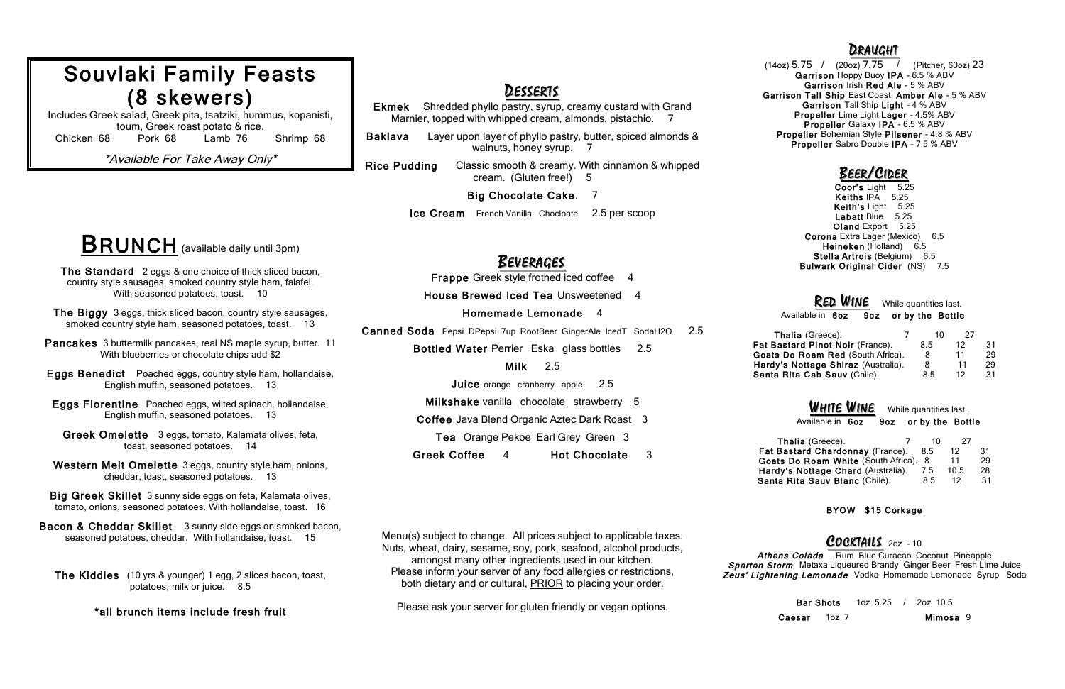# Souvlaki Family Feasts (8 skewers)

Includes Greek salad, Greek pita, tsatziki, hummus, kopanisti, toum, Greek roast potato & rice.

Chicken 68 Pork 68 Lamb 76 Shrimp 68

*\*Available For Take Away Only\**

# BRUNCH (available daily until 3pm)

**The Standard** 2 eggs & one choice of thick sliced bacon, country style sausages, smoked country style ham, falafel. With seasoned potatoes, toast. 10

**The Biggy** 3 eggs, thick sliced bacon, country style sausages, smoked country style ham, seasoned potatoes, toast. 13

**Pancakes** 3 buttermilk pancakes, real NS maple syrup, butter. 11 With blueberries or chocolate chips add $2

**Eggs Benedict** Poached eggs, country style ham, hollandaise, English muffin, seasoned potatoes. 13

**Eggs Florentine** Poached eggs, wilted spinach, hollandaise, English muffin, seasoned potatoes. 13

**Greek Omelette** 3 eggs, tomato, Kalamata olives, feta, toast, seasoned potatoes. 14

**Western Melt Omelette** 3 eggs, country style ham, onions, cheddar, toast, seasoned potatoes. 13

**Big Greek Skillet** 3 sunny side eggs on feta, Kalamata olives, tomato, onions, seasoned potatoes. With hollandaise, toast. 16

**Bacon & Cheddar Skillet** 3 sunny side eggs on smoked bacon, seasoned potatoes, cheddar. With hollandaise, toast. 15

**The Kiddies** (10 yrs & younger) 1 egg, 2 slices bacon, toast, potatoes, milk or juice. 8.5

**\*all brunch items include fresh fruit**

## Desserts

**Ekmek** Shredded phyllo pastry, syrup, creamy custard with Grand Marnier, topped with whipped cream, almonds, pistachio. 7

**Baklava** Layer upon layer of phyllo pastry, butter, spiced almonds & walnuts, honey syrup. 7

**Rice Pudding** Classic smooth & creamy. With cinnamon & whipped cream. (Gluten free!) 5

**Big Chocolate Cake**. 7

**Ice Cream** French Vanilla Chocloate 2.5 per scoop

## Beverages

**Frappe** Greek style frothed iced coffee 4

**House Brewed Iced Tea** Unsweetened 4

**Homemade Lemonade** 4

**Canned Soda** Pepsi DPepsi 7up RootBeer GingerAle IcedT SodaH2O 2.5

**Bottled Water** Perrier Eska glass bottles 2.5

**Milk** 2.5

**Juice** orange cranberry apple 2.5

**Milkshake** vanilla chocolate strawberry 5

**Coffee** Java Blend Organic Aztec Dark Roast 3

**Tea** Orange Pekoe Earl Grey Green 3

**Greek Coffee** 4 **Hot Chocolate** 3

Menu(s) subject to change. All prices subject to applicable taxes. Nuts, wheat, dairy, sesame, soy, pork, seafood, alcohol products, amongst many other ingredients used in our kitchen. Please inform your server of any food allergies or restrictions, both dietary and or cultural, PRIOR to placing your order.

Please ask your server for gluten friendly or vegan options.

## Draught

(14oz) 5.75 / (20oz) 7.75 / (Pitcher, 60oz) 23

**Garrison** Hoppy Buoy **IPA** - 6.5 % ABV
**Garrison** Irish **Red Ale** - 5 % ABV
**Garrison Tall Ship** East Coast **Amber Ale** - 5 % ABV
**Garrison** Tall Ship **Light** - 4 % ABV
**Propeller** Lime Light **Lager** - 4.5% ABV
**Propeller** Galaxy **IPA** - 6.5 % ABV
**Propeller** Bohemian Style **Pilsener** - 4.8 % ABV
**Propeller** Sabro Double **IPA** - 7.5 % ABV

## Beer/Cider

**Coor's** Light 5.25
**Keiths** IPA 5.25
**Keith's** Light 5.25
**Labatt** Blue 5.25
**Oland** Export 5.25
**Corona** Extra Lager (Mexico) 6.5
**Heineken** (Holland) 6.5
**Stella Artrois** (Belgium) 6.5
**Bulwark Original Cider** (NS) 7.5

## Red Wine

While quantities last. Available in 6oz 9oz or by the Bottle

| | 6oz | 9oz | Bottle |
|---|---|---|---|
| **Thalia** (Greece). | 7 | 10 | 27 |
| **Fat Bastard Pinot Noir** (France). | 8.5 | 12 | 31 |
| **Goats Do Roam Red** (South Africa). | 8 | 11 | 29 |
| **Hardy's Nottage Shiraz** (Australia). | 8 | 11 | 29 |
| **Santa Rita Cab Sauv** (Chile). | 8.5 | 12 | 31 |

## White Wine

While quantities last. Available in 6oz 9oz or by the Bottle

| | 6oz | 9oz | Bottle |
|---|---|---|---|
| **Thalia** (Greece). | 7 | 10 | 27 |
| **Fat Bastard Chardonnay** (France). | 8.5 | 12 | 31 |
| **Goats Do Roam White** (South Africa). | 8 | 11 | 29 |
| **Hardy's Nottage Chard** (Australia). | 7.5 | 10.5 | 28 |
| **Santa Rita Sauv Blanc** (Chile). | 8.5 | 12 | 31 |

**BYOW $15 Corkage**

## Cocktails 2oz - 10

***Athens Colada*** Rum Blue Curacao Coconut Pineapple
***Spartan Storm*** Metaxa Liqueured Brandy Ginger Beer Fresh Lime Juice
***Zeus' Lightening Lemonade*** Vodka Homemade Lemonade Syrup Soda

**Bar Shots** 1oz 5.25 / 2oz 10.5

**Caesar** 1oz 7 **Mimosa** 9